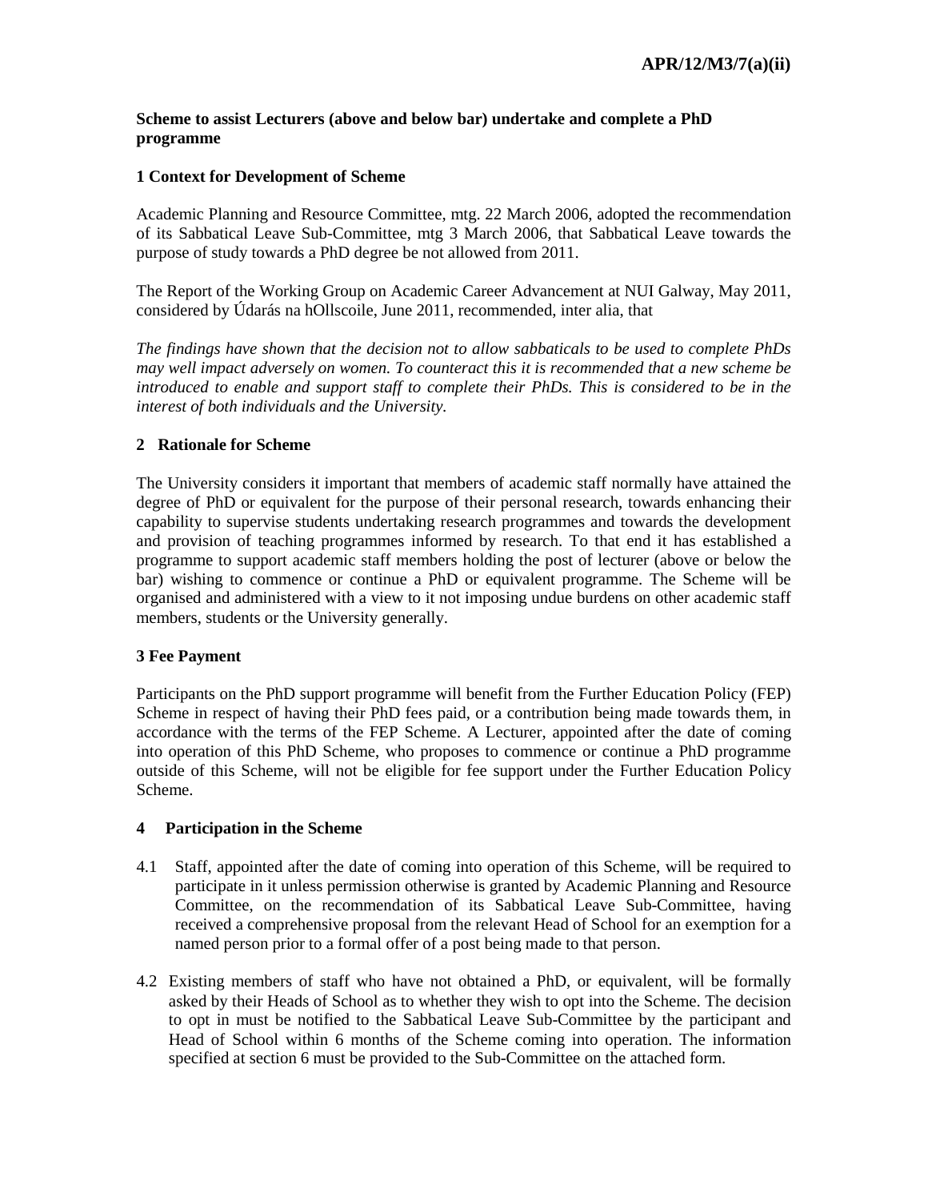APR/12/M3/7(a)(ii)

**Scheme to assist Lecturers (above and below bar) undertake and complete a PhD programme**

## 1 Context for Development of Scheme

Academic Planning and Resource Committee, mtg. 22 March 2006, adopted the recommendation of its Sabbatical Leave Sub-Committee, mtg 3 March 2006, that Sabbatical Leave towards the purpose of study towards a PhD degree be not allowed from 2011.

The Report of the Working Group on Academic Career Advancement at NUI Galway, May 2011, considered by Údarás na hOllscoile, June 2011, recommended, inter alia, that

*The findings have shown that the decision not to allow sabbaticals to be used to complete PhDs may well impact adversely on women. To counteract this it is recommended that a new scheme be introduced to enable and support staff to complete their PhDs. This is considered to be in the interest of both individuals and the University.*

## 2 Rationale for Scheme

The University considers it important that members of academic staff normally have attained the degree of PhD or equivalent for the purpose of their personal research, towards enhancing their capability to supervise students undertaking research programmes and towards the development and provision of teaching programmes informed by research. To that end it has established a programme to support academic staff members holding the post of lecturer (above or below the bar) wishing to commence or continue a PhD or equivalent programme. The Scheme will be organised and administered with a view to it not imposing undue burdens on other academic staff members, students or the University generally.

## 3 Fee Payment

Participants on the PhD support programme will benefit from the Further Education Policy (FEP) Scheme in respect of having their PhD fees paid, or a contribution being made towards them, in accordance with the terms of the FEP Scheme. A Lecturer, appointed after the date of coming into operation of this PhD Scheme, who proposes to commence or continue a PhD programme outside of this Scheme, will not be eligible for fee support under the Further Education Policy Scheme.

## 4 Participation in the Scheme

4.1 Staff, appointed after the date of coming into operation of this Scheme, will be required to participate in it unless permission otherwise is granted by Academic Planning and Resource Committee, on the recommendation of its Sabbatical Leave Sub-Committee, having received a comprehensive proposal from the relevant Head of School for an exemption for a named person prior to a formal offer of a post being made to that person.

4.2 Existing members of staff who have not obtained a PhD, or equivalent, will be formally asked by their Heads of School as to whether they wish to opt into the Scheme. The decision to opt in must be notified to the Sabbatical Leave Sub-Committee by the participant and Head of School within 6 months of the Scheme coming into operation. The information specified at section 6 must be provided to the Sub-Committee on the attached form.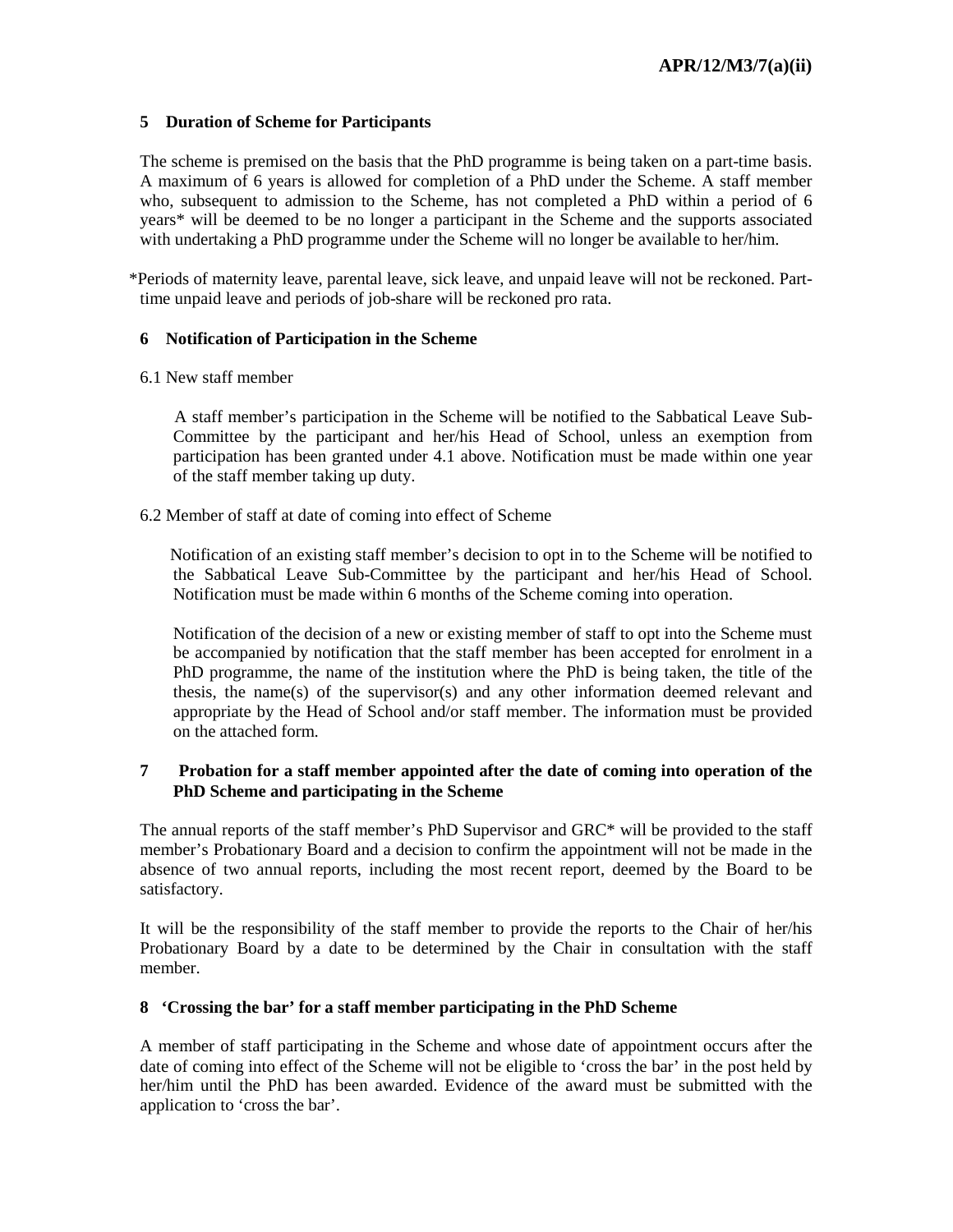## 5 Duration of Scheme for Participants

The scheme is premised on the basis that the PhD programme is being taken on a part-time basis. A maximum of 6 years is allowed for completion of a PhD under the Scheme. A staff member who, subsequent to admission to the Scheme, has not completed a PhD within a period of 6 years* will be deemed to be no longer a participant in the Scheme and the supports associated with undertaking a PhD programme under the Scheme will no longer be available to her/him.

*Periods of maternity leave, parental leave, sick leave, and unpaid leave will not be reckoned. Part-time unpaid leave and periods of job-share will be reckoned pro rata.

## 6 Notification of Participation in the Scheme

### 6.1 New staff member

A staff member's participation in the Scheme will be notified to the Sabbatical Leave Sub-Committee by the participant and her/his Head of School, unless an exemption from participation has been granted under 4.1 above. Notification must be made within one year of the staff member taking up duty.

### 6.2 Member of staff at date of coming into effect of Scheme

Notification of an existing staff member's decision to opt in to the Scheme will be notified to the Sabbatical Leave Sub-Committee by the participant and her/his Head of School. Notification must be made within 6 months of the Scheme coming into operation.

Notification of the decision of a new or existing member of staff to opt into the Scheme must be accompanied by notification that the staff member has been accepted for enrolment in a PhD programme, the name of the institution where the PhD is being taken, the title of the thesis, the name(s) of the supervisor(s) and any other information deemed relevant and appropriate by the Head of School and/or staff member. The information must be provided on the attached form.

## 7 Probation for a staff member appointed after the date of coming into operation of the PhD Scheme and participating in the Scheme

The annual reports of the staff member's PhD Supervisor and GRC* will be provided to the staff member's Probationary Board and a decision to confirm the appointment will not be made in the absence of two annual reports, including the most recent report, deemed by the Board to be satisfactory.

It will be the responsibility of the staff member to provide the reports to the Chair of her/his Probationary Board by a date to be determined by the Chair in consultation with the staff member.

## 8 'Crossing the bar' for a staff member participating in the PhD Scheme

A member of staff participating in the Scheme and whose date of appointment occurs after the date of coming into effect of the Scheme will not be eligible to 'cross the bar' in the post held by her/him until the PhD has been awarded. Evidence of the award must be submitted with the application to 'cross the bar'.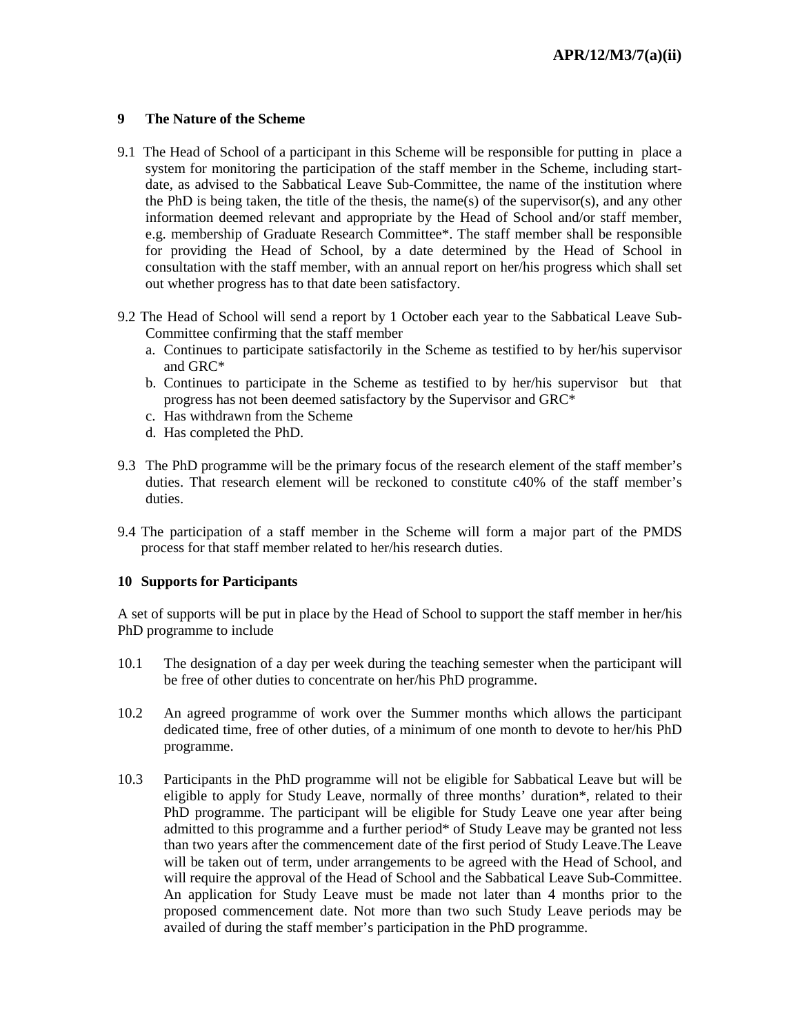## 9 The Nature of the Scheme

9.1 The Head of School of a participant in this Scheme will be responsible for putting in place a system for monitoring the participation of the staff member in the Scheme, including start-date, as advised to the Sabbatical Leave Sub-Committee, the name of the institution where the PhD is being taken, the title of the thesis, the name(s) of the supervisor(s), and any other information deemed relevant and appropriate by the Head of School and/or staff member, e.g. membership of Graduate Research Committee*. The staff member shall be responsible for providing the Head of School, by a date determined by the Head of School in consultation with the staff member, with an annual report on her/his progress which shall set out whether progress has to that date been satisfactory.

9.2 The Head of School will send a report by 1 October each year to the Sabbatical Leave Sub-Committee confirming that the staff member

a. Continues to participate satisfactorily in the Scheme as testified to by her/his supervisor and GRC*
b. Continues to participate in the Scheme as testified to by her/his supervisor but that progress has not been deemed satisfactory by the Supervisor and GRC*
c. Has withdrawn from the Scheme
d. Has completed the PhD.

9.3 The PhD programme will be the primary focus of the research element of the staff member's duties. That research element will be reckoned to constitute c40% of the staff member's duties.

9.4 The participation of a staff member in the Scheme will form a major part of the PMDS process for that staff member related to her/his research duties.

## 10 Supports for Participants

A set of supports will be put in place by the Head of School to support the staff member in her/his PhD programme to include

10.1 The designation of a day per week during the teaching semester when the participant will be free of other duties to concentrate on her/his PhD programme.

10.2 An agreed programme of work over the Summer months which allows the participant dedicated time, free of other duties, of a minimum of one month to devote to her/his PhD programme.

10.3 Participants in the PhD programme will not be eligible for Sabbatical Leave but will be eligible to apply for Study Leave, normally of three months' duration*, related to their PhD programme. The participant will be eligible for Study Leave one year after being admitted to this programme and a further period* of Study Leave may be granted not less than two years after the commencement date of the first period of Study Leave.The Leave will be taken out of term, under arrangements to be agreed with the Head of School, and will require the approval of the Head of School and the Sabbatical Leave Sub-Committee. An application for Study Leave must be made not later than 4 months prior to the proposed commencement date. Not more than two such Study Leave periods may be availed of during the staff member's participation in the PhD programme.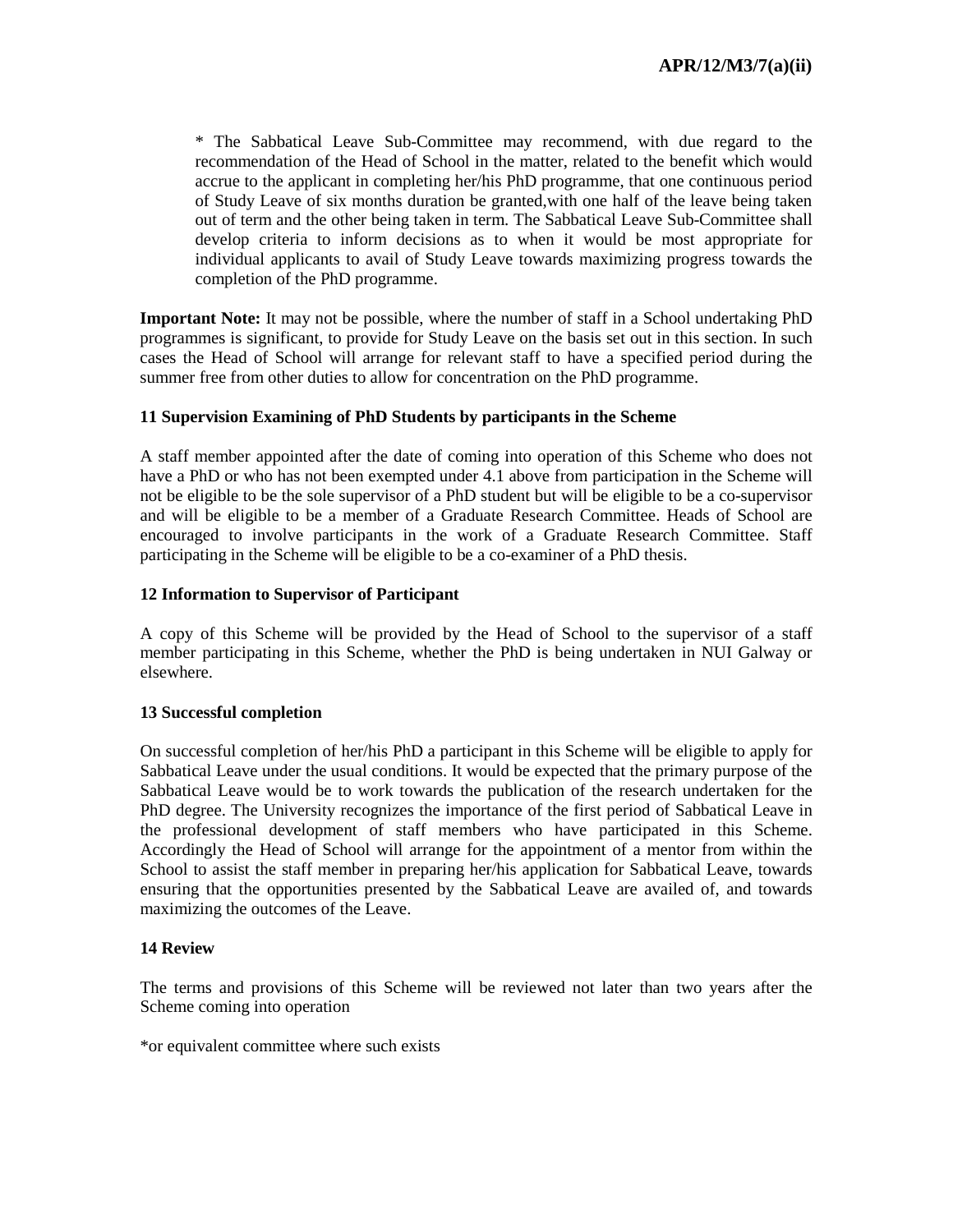* The Sabbatical Leave Sub-Committee may recommend, with due regard to the recommendation of the Head of School in the matter, related to the benefit which would accrue to the applicant in completing her/his PhD programme, that one continuous period of Study Leave of six months duration be granted,with one half of the leave being taken out of term and the other being taken in term. The Sabbatical Leave Sub-Committee shall develop criteria to inform decisions as to when it would be most appropriate for individual applicants to avail of Study Leave towards maximizing progress towards the completion of the PhD programme.

**Important Note:** It may not be possible, where the number of staff in a School undertaking PhD programmes is significant, to provide for Study Leave on the basis set out in this section. In such cases the Head of School will arrange for relevant staff to have a specified period during the summer free from other duties to allow for concentration on the PhD programme.

### 11 Supervision Examining of PhD Students by participants in the Scheme

A staff member appointed after the date of coming into operation of this Scheme who does not have a PhD or who has not been exempted under 4.1 above from participation in the Scheme will not be eligible to be the sole supervisor of a PhD student but will be eligible to be a co-supervisor and will be eligible to be a member of a Graduate Research Committee. Heads of School are encouraged to involve participants in the work of a Graduate Research Committee. Staff participating in the Scheme will be eligible to be a co-examiner of a PhD thesis.

### 12 Information to Supervisor of Participant

A copy of this Scheme will be provided by the Head of School to the supervisor of a staff member participating in this Scheme, whether the PhD is being undertaken in NUI Galway or elsewhere.

### 13 Successful completion

On successful completion of her/his PhD a participant in this Scheme will be eligible to apply for Sabbatical Leave under the usual conditions. It would be expected that the primary purpose of the Sabbatical Leave would be to work towards the publication of the research undertaken for the PhD degree. The University recognizes the importance of the first period of Sabbatical Leave in the professional development of staff members who have participated in this Scheme. Accordingly the Head of School will arrange for the appointment of a mentor from within the School to assist the staff member in preparing her/his application for Sabbatical Leave, towards ensuring that the opportunities presented by the Sabbatical Leave are availed of, and towards maximizing the outcomes of the Leave.

### 14 Review

The terms and provisions of this Scheme will be reviewed not later than two years after the Scheme coming into operation

*or equivalent committee where such exists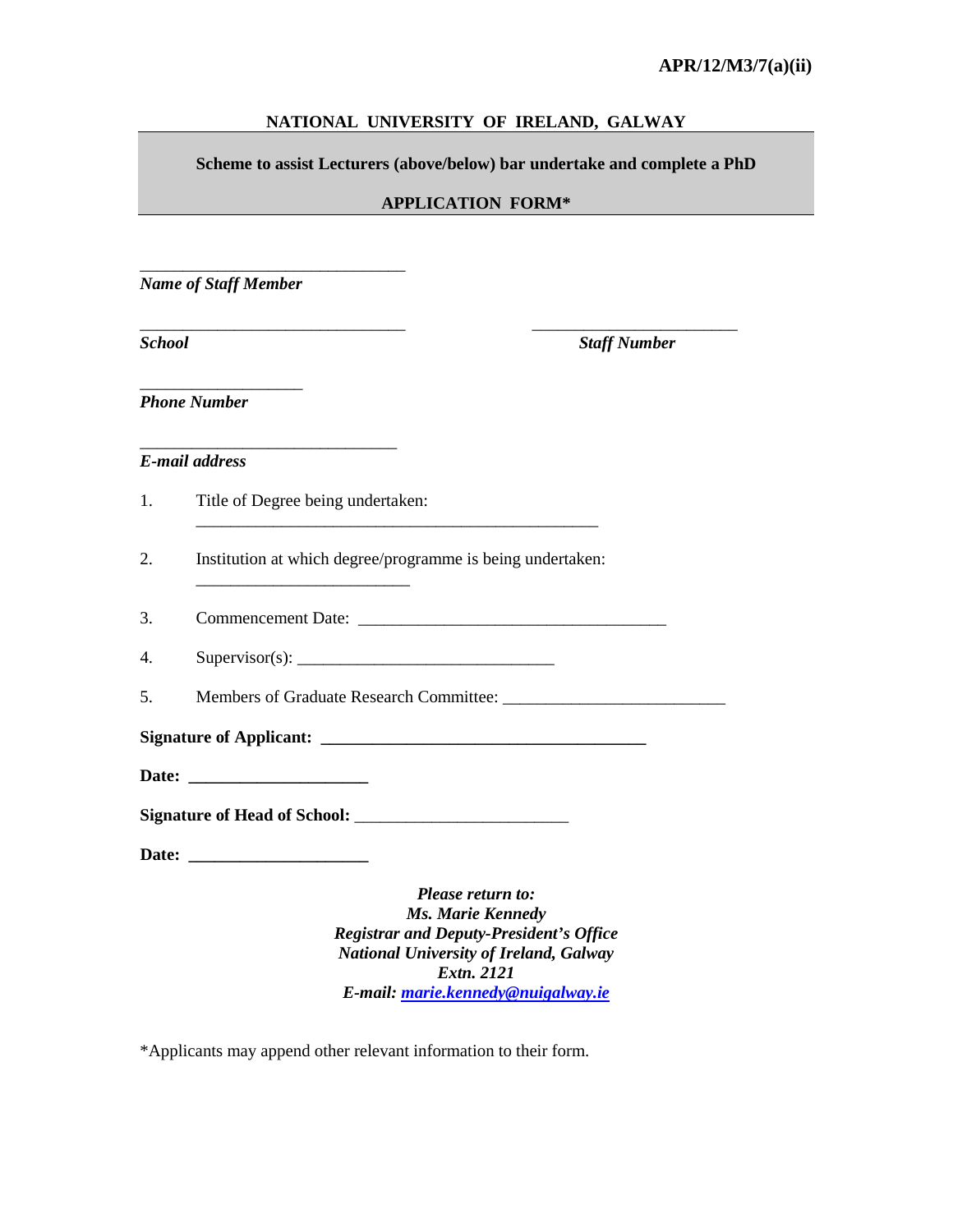APR/12/M3/7(a)(ii)

**NATIONAL UNIVERSITY OF IRELAND, GALWAY**

**Scheme to assist Lecturers (above/below) bar undertake and complete a PhD**

**APPLICATION FORM***

_______________________________
***Name of Staff Member***

_______________________________ _______________________
***School*** ***Staff Number***

__________________
***Phone Number***

______________________________
***E-mail address***

1. Title of Degree being undertaken: _______________________________________________
2. Institution at which degree/programme is being undertaken: _________________________
3. Commencement Date: ____________________________________
4. Supervisor(s): ______________________________
5. Members of Graduate Research Committee: _________________________

**Signature of Applicant: ______________________________________**

**Date: _____________________**

**Signature of Head of School:** ________________________

**Date: _____________________**

***Please return to:***
***Ms. Marie Kennedy***
***Registrar and Deputy-President's Office***
***National University of Ireland, Galway***
***Extn. 2121***
***E-mail: marie.kennedy@nuigalway.ie***

*Applicants may append other relevant information to their form.